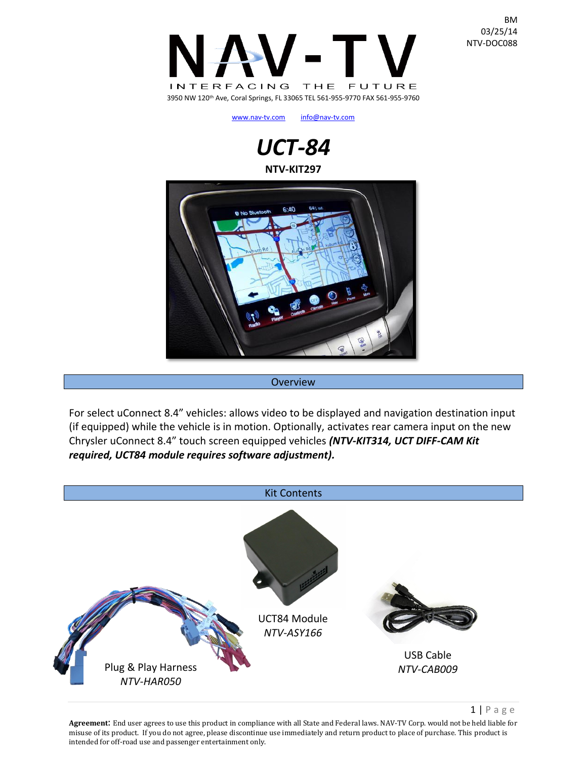BM
03/25/14
NTV-DOC088

# NAV-TV

INTERFACING THE FUTURE

3950 NW 120th Ave, Coral Springs, FL 33065 TEL 561-955-9770 FAX 561-955-9760

www.nav-tv.com info@nav-tv.com

# *UCT-84*

**NTV-KIT297**

## Overview

For select uConnect 8.4" vehicles: allows video to be displayed and navigation destination input (if equipped) while the vehicle is in motion. Optionally, activates rear camera input on the new Chrysler uConnect 8.4" touch screen equipped vehicles ***(NTV-KIT314, UCT DIFF-CAM Kit required, UCT84 module requires software adjustment).***

## Kit Contents

UCT84 Module
*NTV-ASY166*

USB Cable
*NTV-CAB009*

Plug & Play Harness
*NTV-HAR050*

**Agreement**: End user agrees to use this product in compliance with all State and Federal laws. NAV-TV Corp. would not be held liable for misuse of its product. If you do not agree, please discontinue use immediately and return product to place of purchase. This product is intended for off-road use and passenger entertainment only.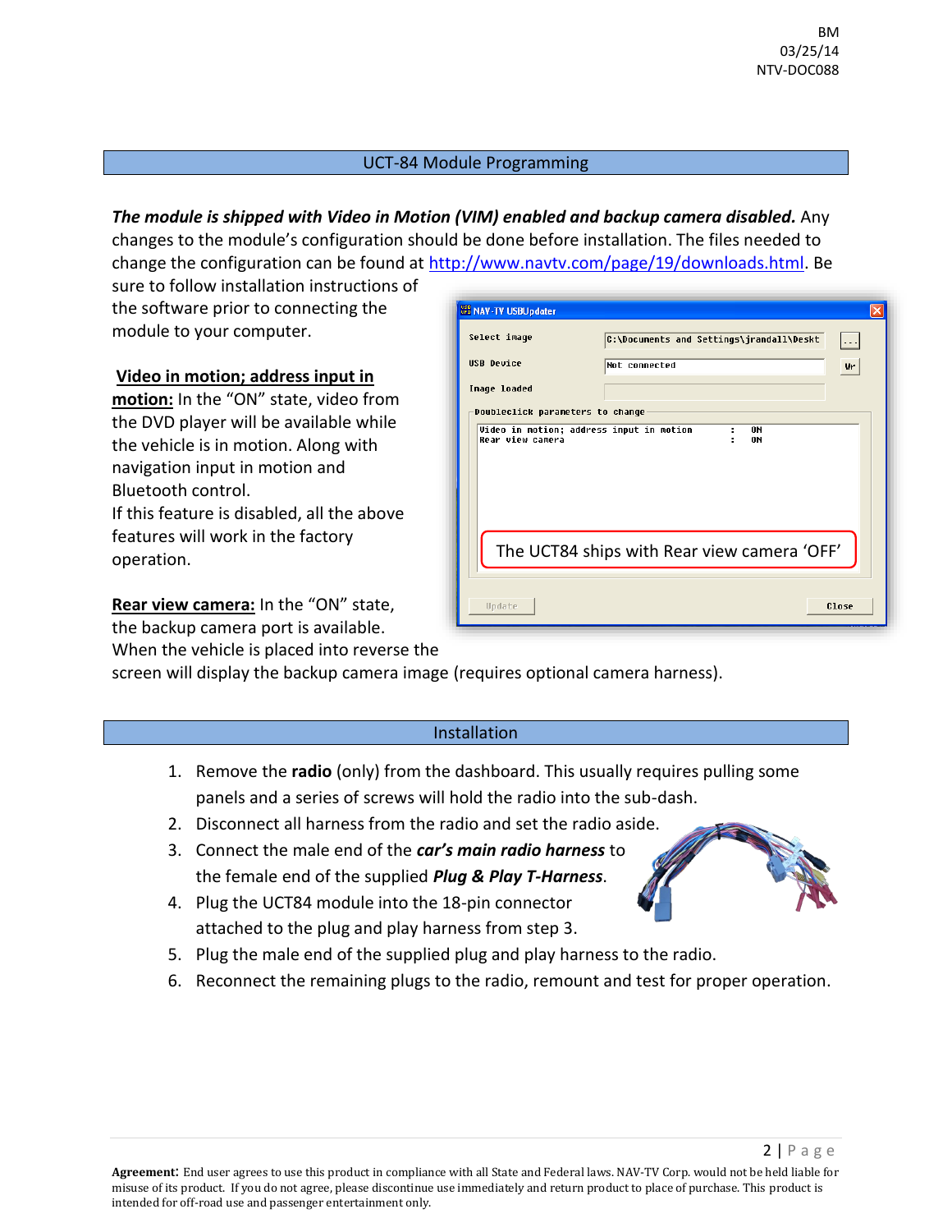## UCT-84 Module Programming

***The module is shipped with Video in Motion (VIM) enabled and backup camera disabled.*** Any changes to the module's configuration should be done before installation. The files needed to change the configuration can be found at http://www.navtv.com/page/19/downloads.html. Be sure to follow installation instructions of the software prior to connecting the module to your computer.

**Video in motion; address input in motion:** In the "ON" state, video from the DVD player will be available while the vehicle is in motion. Along with navigation input in motion and Bluetooth control.
If this feature is disabled, all the above features will work in the factory operation.

**Rear view camera:** In the "ON" state, the backup camera port is available. When the vehicle is placed into reverse the screen will display the backup camera image (requires optional camera harness).

The UCT84 ships with Rear view camera 'OFF'

## Installation

1. Remove the **radio** (only) from the dashboard. This usually requires pulling some panels and a series of screws will hold the radio into the sub-dash.
2. Disconnect all harness from the radio and set the radio aside.
3. Connect the male end of the ***car's main radio harness*** to the female end of the supplied ***Plug & Play T-Harness***.
4. Plug the UCT84 module into the 18-pin connector attached to the plug and play harness from step 3.
5. Plug the male end of the supplied plug and play harness to the radio.
6. Reconnect the remaining plugs to the radio, remount and test for proper operation.

**Agreement**: End user agrees to use this product in compliance with all State and Federal laws. NAV-TV Corp. would not be held liable for misuse of its product. If you do not agree, please discontinue use immediately and return product to place of purchase. This product is intended for off-road use and passenger entertainment only.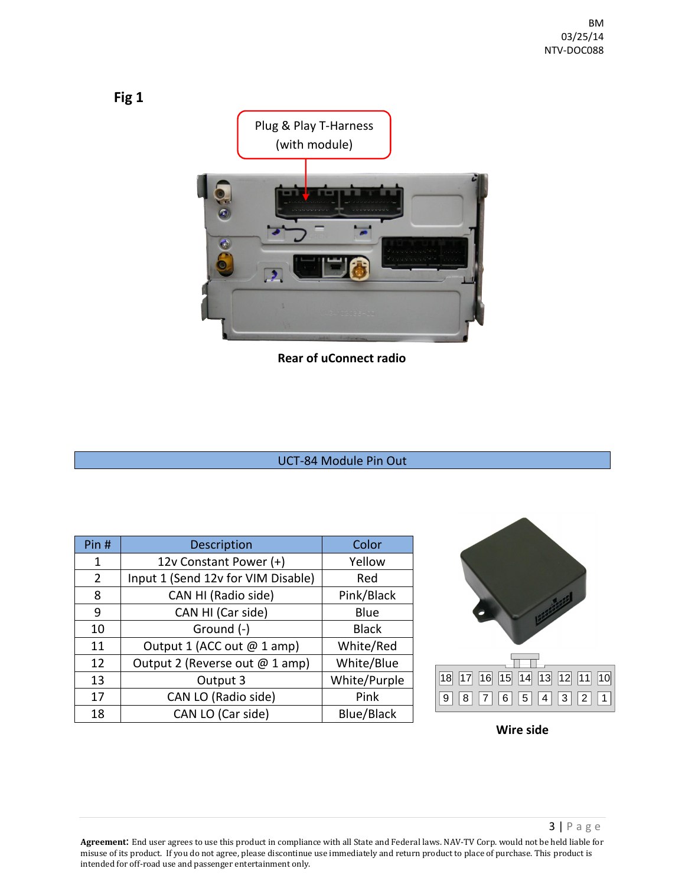BM
03/25/14
NTV-DOC088

**Fig 1**

Plug & Play T-Harness (with module)

**Rear of uConnect radio**

## UCT-84 Module Pin Out

| Pin # | Description | Color |
|---|---|---|
| 1 | 12v Constant Power (+) | Yellow |
| 2 | Input 1 (Send 12v for VIM Disable) | Red |
| 8 | CAN HI (Radio side) | Pink/Black |
| 9 | CAN HI (Car side) | Blue |
| 10 | Ground (-) | Black |
| 11 | Output 1 (ACC out @ 1 amp) | White/Red |
| 12 | Output 2 (Reverse out @ 1 amp) | White/Blue |
| 13 | Output 3 | White/Purple |
| 17 | CAN LO (Radio side) | Pink |
| 18 | CAN LO (Car side) | Blue/Black |

| 18 | 17 | 16 | 15 | 14 | 13 | 12 | 11 | 10 |
|---|---|---|---|---|---|---|---|---|
| 9 | 8 | 7 | 6 | 5 | 4 | 3 | 2 | 1 |

**Wire side**

**Agreement**: End user agrees to use this product in compliance with all State and Federal laws. NAV-TV Corp. would not be held liable for misuse of its product. If you do not agree, please discontinue use immediately and return product to place of purchase. This product is intended for off-road use and passenger entertainment only.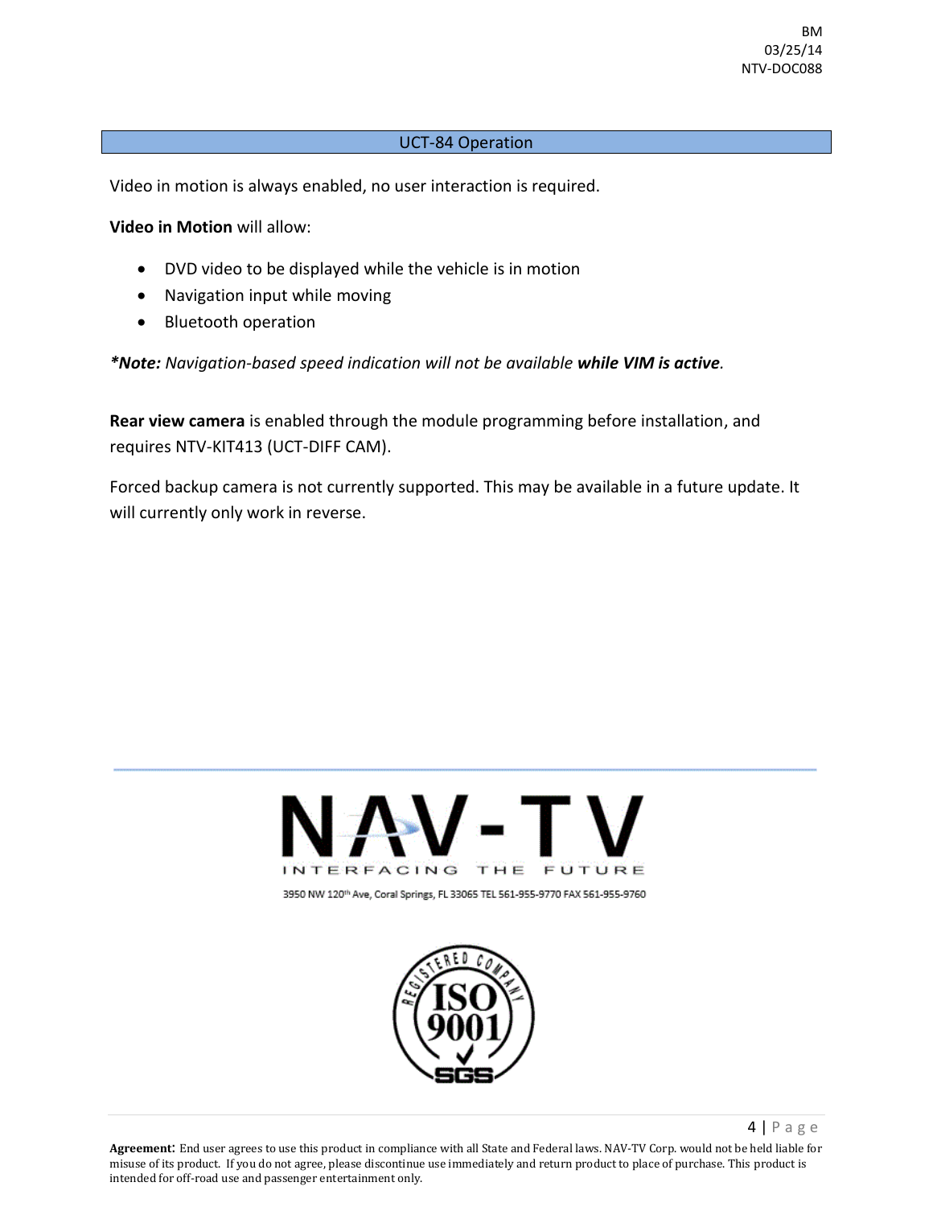## UCT-84 Operation

Video in motion is always enabled, no user interaction is required.

**Video in Motion** will allow:

- DVD video to be displayed while the vehicle is in motion
- Navigation input while moving
- Bluetooth operation

***Note:** *Navigation-based speed indication will not be available* ***while VIM is active****.*

**Rear view camera** is enabled through the module programming before installation, and requires NTV-KIT413 (UCT-DIFF CAM).

Forced backup camera is not currently supported. This may be available in a future update. It will currently only work in reverse.

NAV-TV

INTERFACING THE FUTURE

3950 NW 120th Ave, Coral Springs, FL 33065 TEL 561-955-9770 FAX 561-955-9760

REGISTERED COMPANY ISO 9001 SGS

**Agreement:** End user agrees to use this product in compliance with all State and Federal laws. NAV-TV Corp. would not be held liable for misuse of its product. If you do not agree, please discontinue use immediately and return product to place of purchase. This product is intended for off-road use and passenger entertainment only.